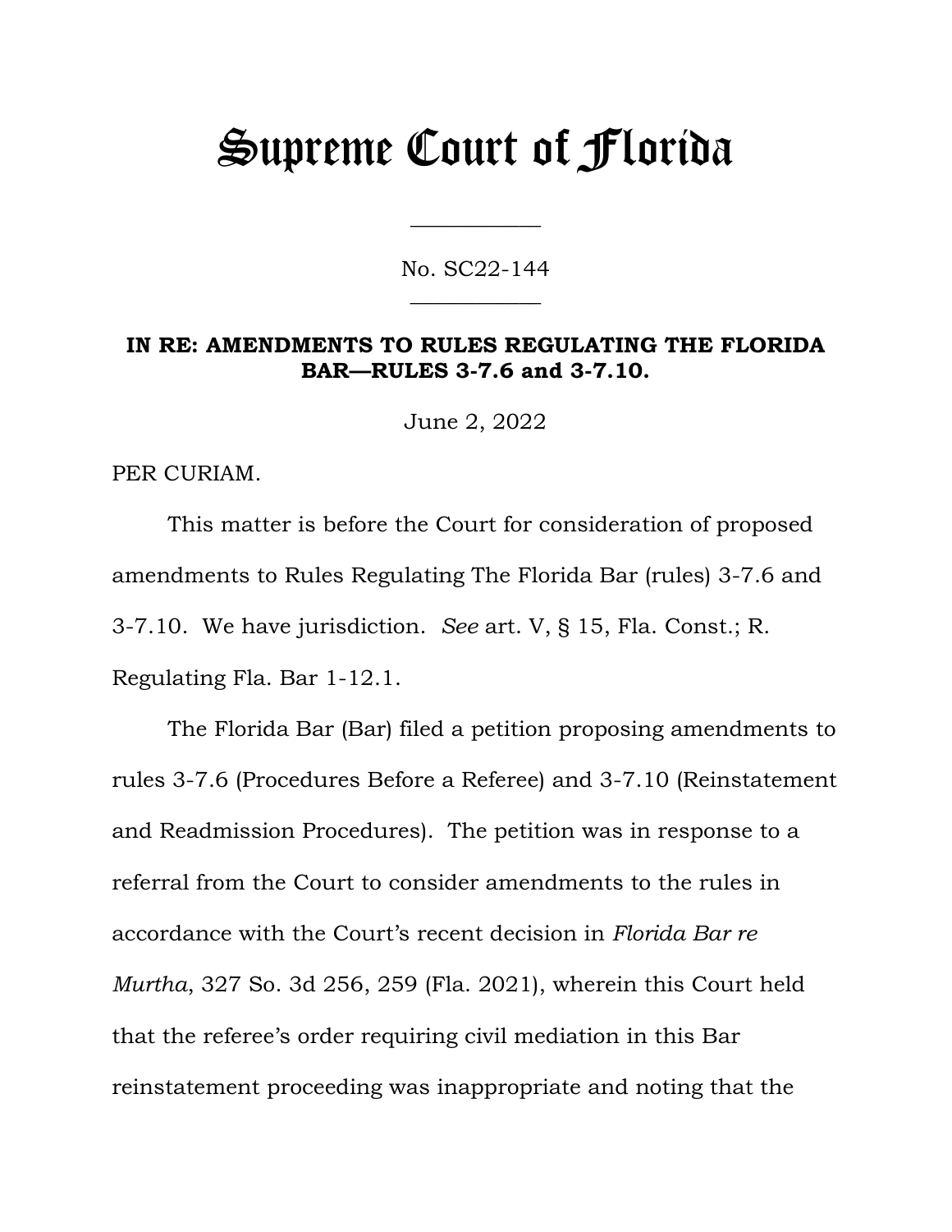# Supreme Court of Florida

\_\_\_\_\_\_\_\_\_\_\_\_

No. SC22-144

\_\_\_\_\_\_\_\_\_\_\_\_

**IN RE: AMENDMENTS TO RULES REGULATING THE FLORIDA BAR—RULES 3-7.6 and 3-7.10.**

June 2, 2022

PER CURIAM.

This matter is before the Court for consideration of proposed amendments to Rules Regulating The Florida Bar (rules) 3-7.6 and 3-7.10. We have jurisdiction. *See* art. V, § 15, Fla. Const.; R. Regulating Fla. Bar 1-12.1.

The Florida Bar (Bar) filed a petition proposing amendments to rules 3-7.6 (Procedures Before a Referee) and 3-7.10 (Reinstatement and Readmission Procedures). The petition was in response to a referral from the Court to consider amendments to the rules in accordance with the Court's recent decision in *Florida Bar re Murtha*, 327 So. 3d 256, 259 (Fla. 2021), wherein this Court held that the referee's order requiring civil mediation in this Bar reinstatement proceeding was inappropriate and noting that the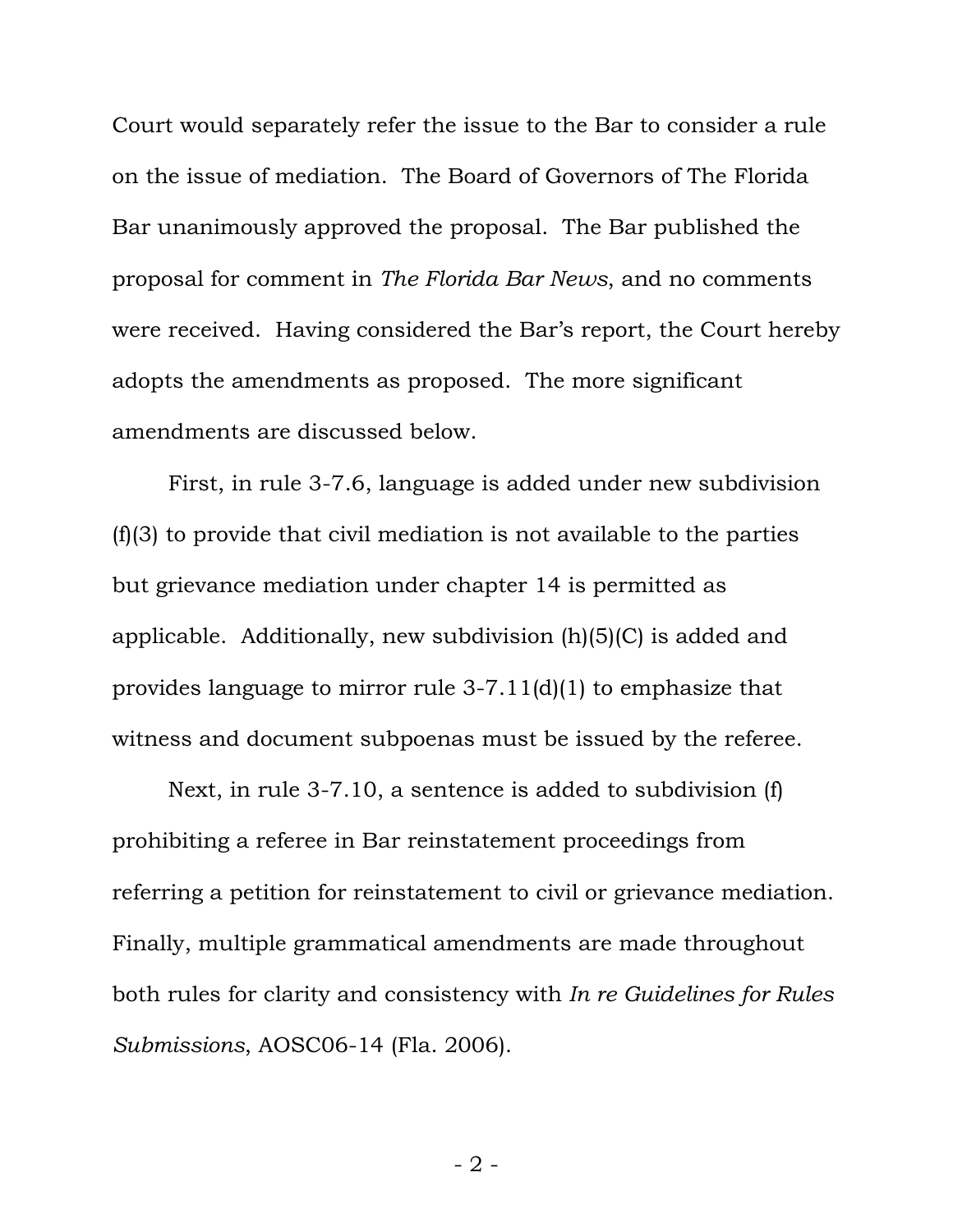Court would separately refer the issue to the Bar to consider a rule on the issue of mediation. The Board of Governors of The Florida Bar unanimously approved the proposal. The Bar published the proposal for comment in *The Florida Bar News*, and no comments were received. Having considered the Bar's report, the Court hereby adopts the amendments as proposed. The more significant amendments are discussed below.

First, in rule 3-7.6, language is added under new subdivision (f)(3) to provide that civil mediation is not available to the parties but grievance mediation under chapter 14 is permitted as applicable. Additionally, new subdivision (h)(5)(C) is added and provides language to mirror rule 3-7.11(d)(1) to emphasize that witness and document subpoenas must be issued by the referee.

Next, in rule 3-7.10, a sentence is added to subdivision (f) prohibiting a referee in Bar reinstatement proceedings from referring a petition for reinstatement to civil or grievance mediation. Finally, multiple grammatical amendments are made throughout both rules for clarity and consistency with *In re Guidelines for Rules Submissions*, AOSC06-14 (Fla. 2006).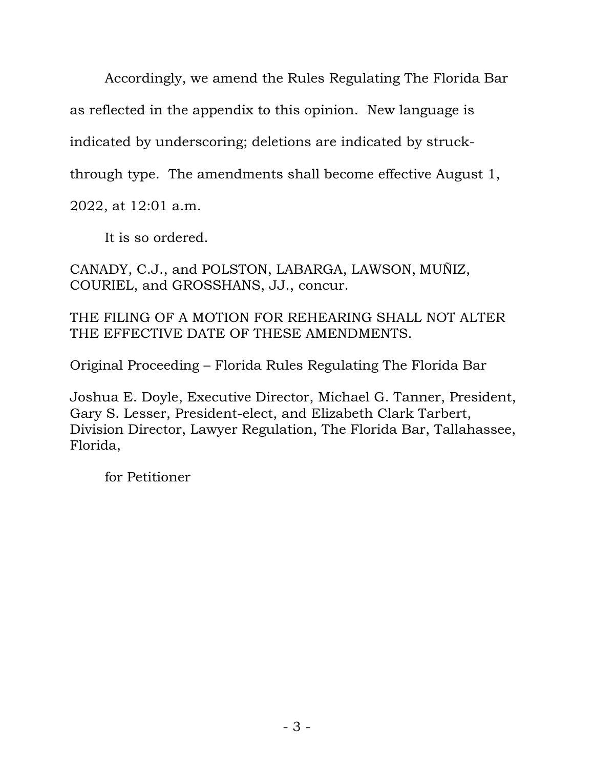Accordingly, we amend the Rules Regulating The Florida Bar as reflected in the appendix to this opinion. New language is indicated by underscoring; deletions are indicated by struck-through type. The amendments shall become effective August 1, 2022, at 12:01 a.m.

It is so ordered.

CANADY, C.J., and POLSTON, LABARGA, LAWSON, MUÑIZ, COURIEL, and GROSSHANS, JJ., concur.

THE FILING OF A MOTION FOR REHEARING SHALL NOT ALTER THE EFFECTIVE DATE OF THESE AMENDMENTS.

Original Proceeding – Florida Rules Regulating The Florida Bar

Joshua E. Doyle, Executive Director, Michael G. Tanner, President, Gary S. Lesser, President-elect, and Elizabeth Clark Tarbert, Division Director, Lawyer Regulation, The Florida Bar, Tallahassee, Florida,

for Petitioner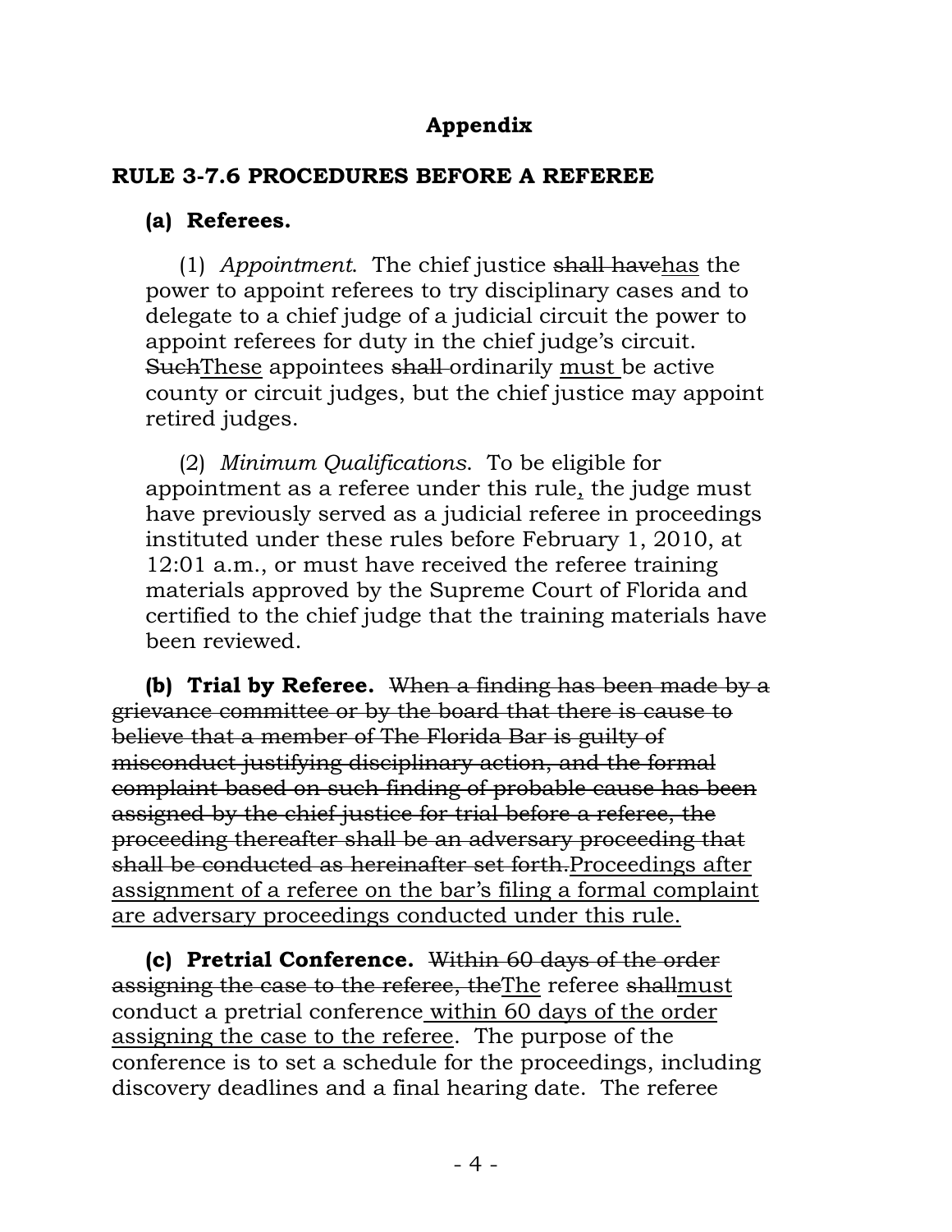## Appendix

### RULE 3-7.6 PROCEDURES BEFORE A REFEREE

**(a) Referees.**

(1) *Appointment*. The chief justice ~~shall have~~<u>has</u> the power to appoint referees to try disciplinary cases and to delegate to a chief judge of a judicial circuit the power to appoint referees for duty in the chief judge's circuit. ~~Such~~<u>These</u> appointees ~~shall~~ ordinarily <u>must</u> be active county or circuit judges, but the chief justice may appoint retired judges.

(2) *Minimum Qualifications*. To be eligible for appointment as a referee under this rule<u>,</u> the judge must have previously served as a judicial referee in proceedings instituted under these rules before February 1, 2010, at 12:01 a.m., or must have received the referee training materials approved by the Supreme Court of Florida and certified to the chief judge that the training materials have been reviewed.

**(b) Trial by Referee.** ~~When a finding has been made by a grievance committee or by the board that there is cause to believe that a member of The Florida Bar is guilty of misconduct justifying disciplinary action, and the formal complaint based on such finding of probable cause has been assigned by the chief justice for trial before a referee, the proceeding thereafter shall be an adversary proceeding that shall be conducted as hereinafter set forth.~~<u>Proceedings after assignment of a referee on the bar's filing a formal complaint are adversary proceedings conducted under this rule.</u>

**(c) Pretrial Conference.** ~~Within 60 days of the order assigning the case to the referee, the~~<u>The</u> referee ~~shall~~<u>must</u> conduct a pretrial conference<u> within 60 days of the order assigning the case to the referee</u>. The purpose of the conference is to set a schedule for the proceedings, including discovery deadlines and a final hearing date. The referee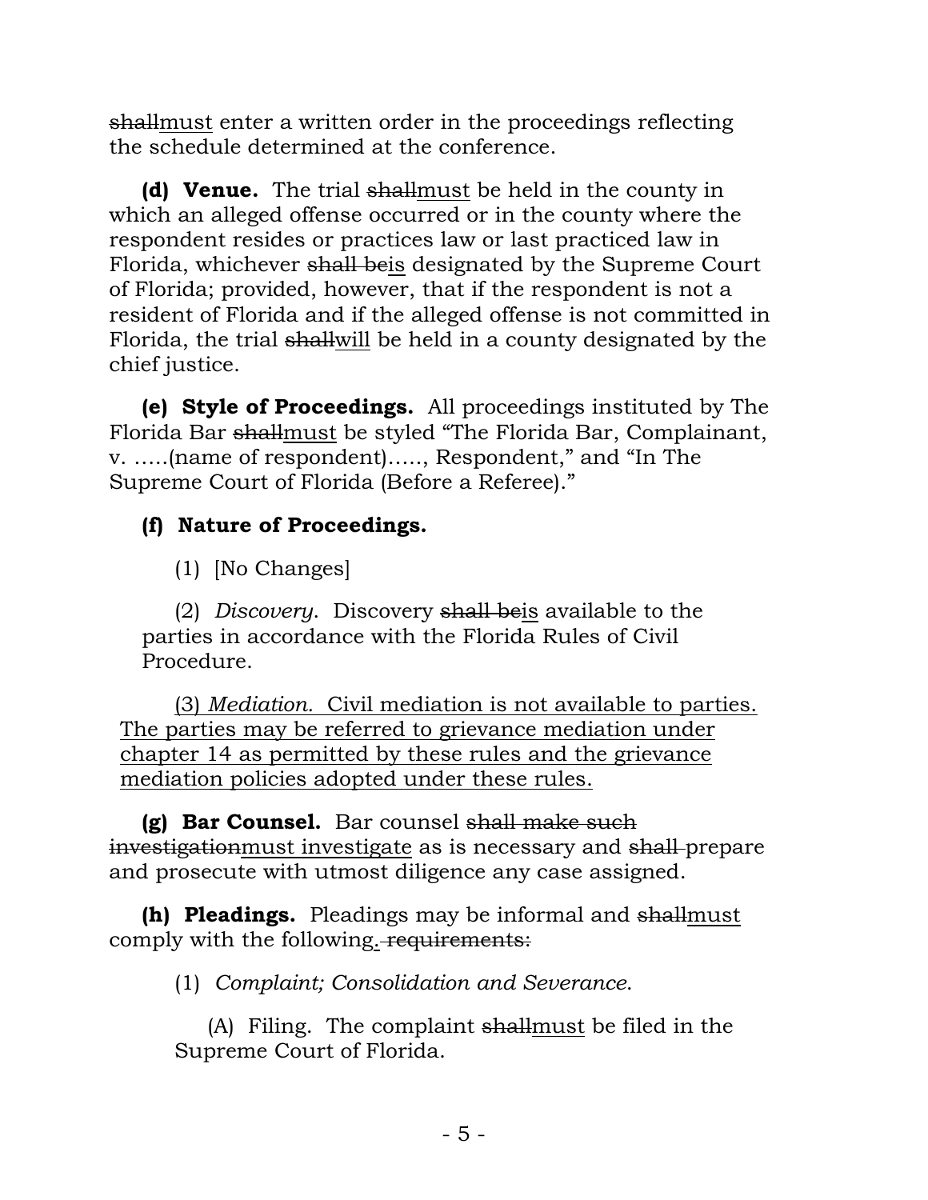~~shall~~<u>must</u> enter a written order in the proceedings reflecting the schedule determined at the conference.

**(d) Venue.** The trial ~~shall~~<u>must</u> be held in the county in which an alleged offense occurred or in the county where the respondent resides or practices law or last practiced law in Florida, whichever ~~shall be~~<u>is</u> designated by the Supreme Court of Florida; provided, however, that if the respondent is not a resident of Florida and if the alleged offense is not committed in Florida, the trial ~~shall~~<u>will</u> be held in a county designated by the chief justice.

**(e) Style of Proceedings.** All proceedings instituted by The Florida Bar ~~shall~~<u>must</u> be styled "The Florida Bar, Complainant, v. .....(name of respondent)....., Respondent," and "In The Supreme Court of Florida (Before a Referee)."

**(f) Nature of Proceedings.**

(1) [No Changes]

(2) *Discovery*. Discovery ~~shall be~~<u>is</u> available to the parties in accordance with the Florida Rules of Civil Procedure.

<u>(3) *Mediation.* Civil mediation is not available to parties. The parties may be referred to grievance mediation under chapter 14 as permitted by these rules and the grievance mediation policies adopted under these rules.</u>

**(g) Bar Counsel.** Bar counsel ~~shall make such investigation~~<u>must investigate</u> as is necessary and ~~shall~~ prepare and prosecute with utmost diligence any case assigned.

**(h) Pleadings.** Pleadings may be informal and ~~shall~~<u>must</u> comply with the following<u>.</u>~~ requirements:~~

(1) *Complaint; Consolidation and Severance.*

(A) Filing. The complaint ~~shall~~<u>must</u> be filed in the Supreme Court of Florida.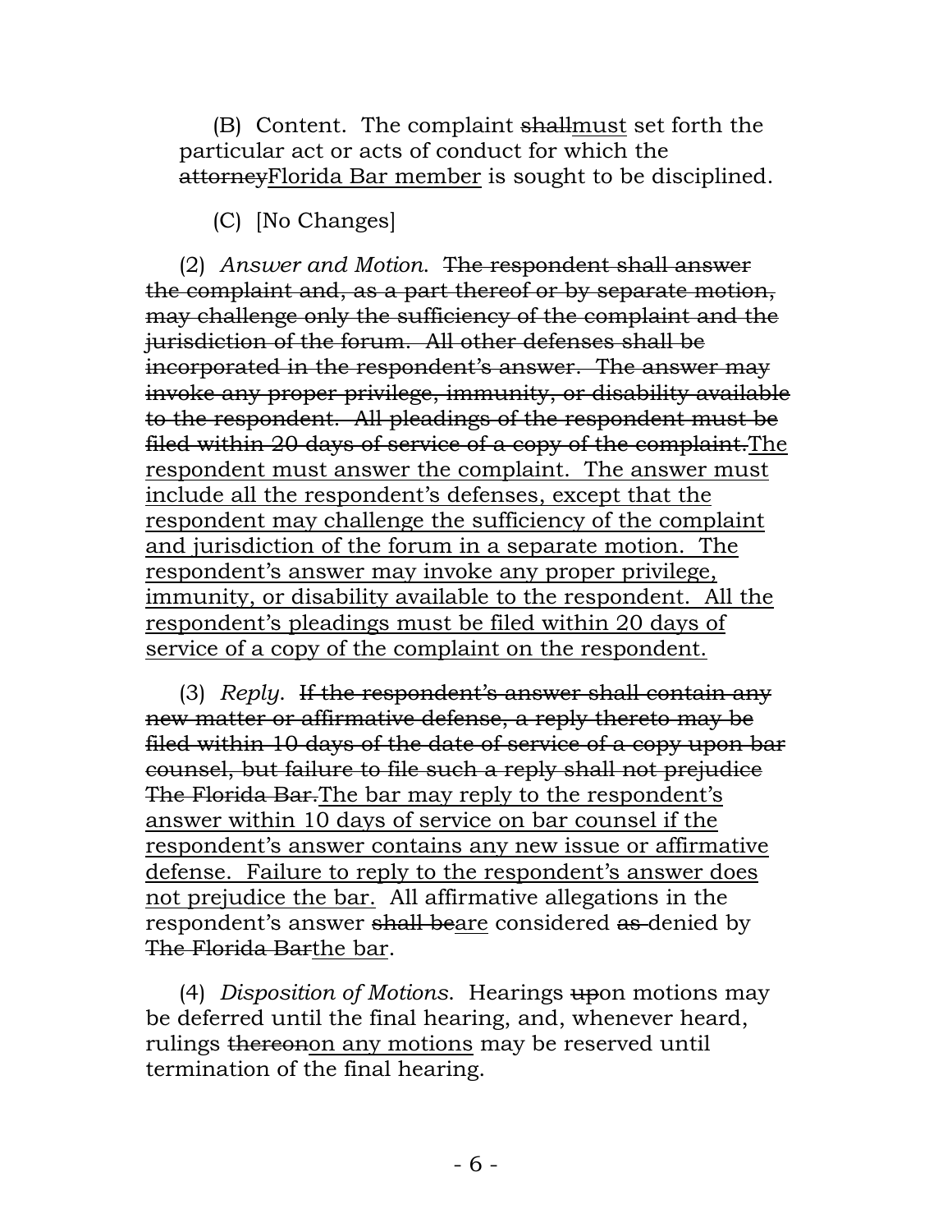(B) Content. The complaint ~~shall~~<u>must</u> set forth the particular act or acts of conduct for which the ~~attorney~~<u>Florida Bar member</u> is sought to be disciplined.

(C) [No Changes]

(2) *Answer and Motion*. ~~The respondent shall answer the complaint and, as a part thereof or by separate motion, may challenge only the sufficiency of the complaint and the jurisdiction of the forum. All other defenses shall be incorporated in the respondent's answer. The answer may invoke any proper privilege, immunity, or disability available to the respondent. All pleadings of the respondent must be filed within 20 days of service of a copy of the complaint.~~<u>The respondent must answer the complaint. The answer must include all the respondent's defenses, except that the respondent may challenge the sufficiency of the complaint and jurisdiction of the forum in a separate motion. The respondent's answer may invoke any proper privilege, immunity, or disability available to the respondent. All the respondent's pleadings must be filed within 20 days of service of a copy of the complaint on the respondent.</u>

(3) *Reply*. ~~If the respondent's answer shall contain any new matter or affirmative defense, a reply thereto may be filed within 10 days of the date of service of a copy upon bar counsel, but failure to file such a reply shall not prejudice The Florida Bar.~~<u>The bar may reply to the respondent's answer within 10 days of service on bar counsel if the respondent's answer contains any new issue or affirmative defense. Failure to reply to the respondent's answer does not prejudice the bar.</u> All affirmative allegations in the respondent's answer ~~shall be~~<u>are</u> considered ~~as~~ denied by ~~The Florida Bar~~<u>the bar</u>.

(4) *Disposition of Motions*. Hearings ~~up~~on motions may be deferred until the final hearing, and, whenever heard, rulings ~~thereon~~<u>on any motions</u> may be reserved until termination of the final hearing.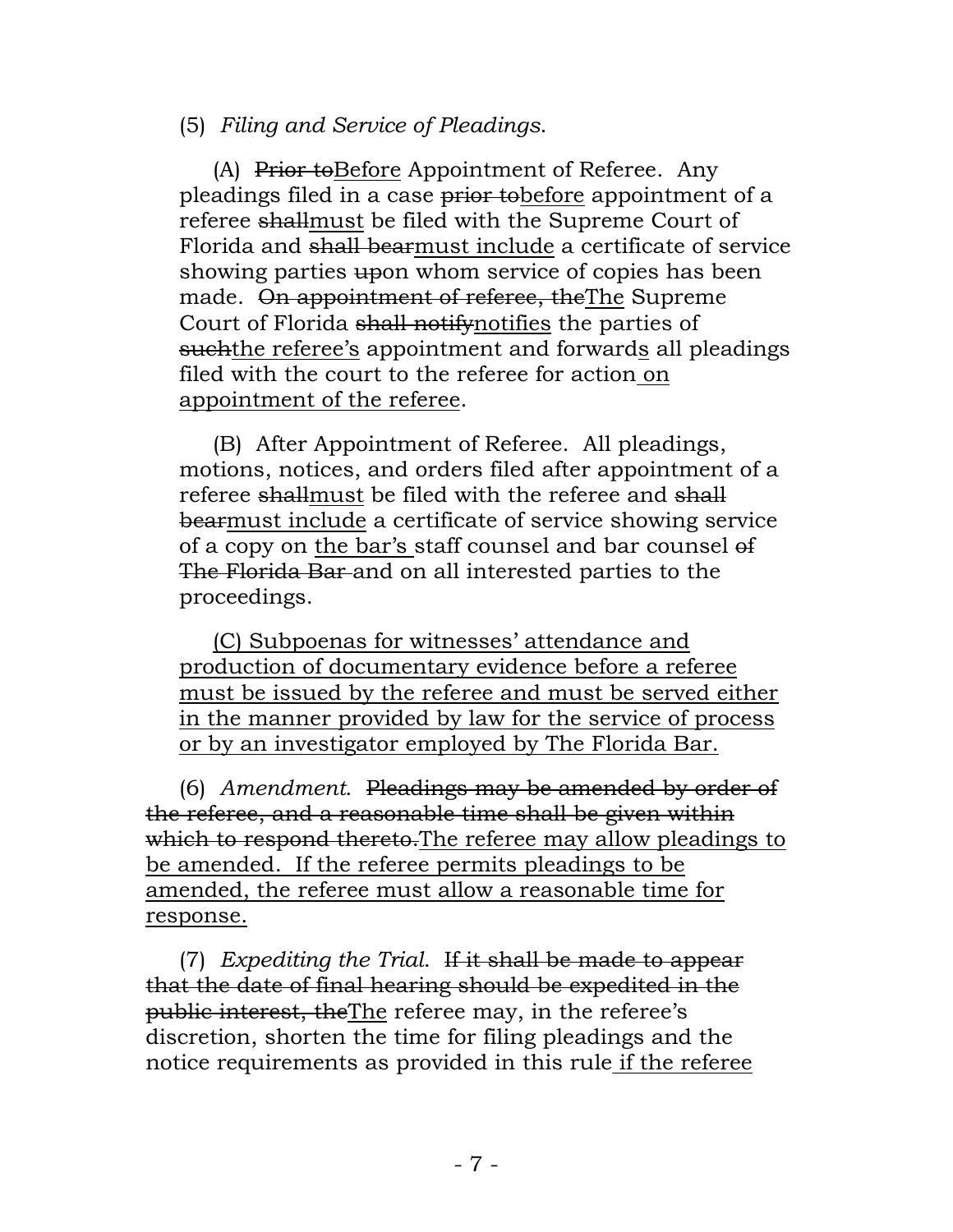(5) *Filing and Service of Pleadings*.

(A) ~~Prior to~~<u>Before</u> Appointment of Referee. Any pleadings filed in a case ~~prior to~~<u>before</u> appointment of a referee ~~shall~~<u>must</u> be filed with the Supreme Court of Florida and ~~shall bear~~<u>must include</u> a certificate of service showing parties ~~up~~on whom service of copies has been made. ~~On appointment of referee, the~~<u>The</u> Supreme Court of Florida ~~shall notify~~<u>notifies</u> the parties of ~~such~~<u>the referee's</u> appointment and forward<u>s</u> all pleadings filed with the court to the referee for action<u> on appointment of the referee</u>.

(B) After Appointment of Referee. All pleadings, motions, notices, and orders filed after appointment of a referee ~~shall~~<u>must</u> be filed with the referee and ~~shall bear~~<u>must include</u> a certificate of service showing service of a copy on <u>the bar's </u>staff counsel and bar counsel ~~of The Florida Bar~~ and on all interested parties to the proceedings.

<u>(C) Subpoenas for witnesses' attendance and production of documentary evidence before a referee must be issued by the referee and must be served either in the manner provided by law for the service of process or by an investigator employed by The Florida Bar.</u>

(6) *Amendment*. ~~Pleadings may be amended by order of the referee, and a reasonable time shall be given within which to respond thereto.~~<u>The referee may allow pleadings to be amended. If the referee permits pleadings to be amended, the referee must allow a reasonable time for response.</u>

(7) *Expediting the Trial*. ~~If it shall be made to appear that the date of final hearing should be expedited in the public interest, the~~<u>The</u> referee may, in the referee's discretion, shorten the time for filing pleadings and the notice requirements as provided in this rule<u> if the referee</u>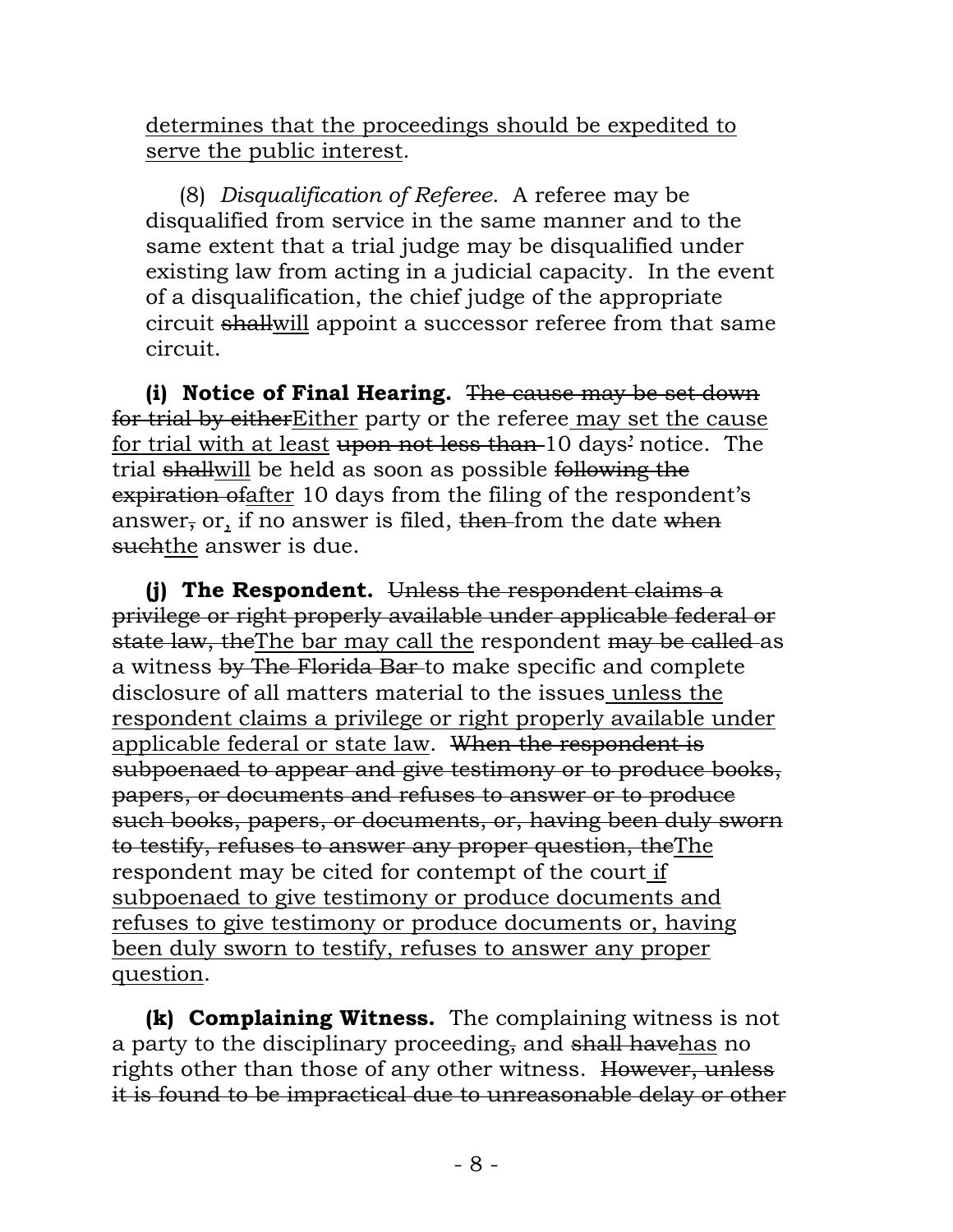determines that the proceedings should be expedited to serve the public interest.

(8) *Disqualification of Referee.* A referee may be disqualified from service in the same manner and to the same extent that a trial judge may be disqualified under existing law from acting in a judicial capacity. In the event of a disqualification, the chief judge of the appropriate circuit ~~shall~~will appoint a successor referee from that same circuit.

**(i) Notice of Final Hearing.** ~~The cause may be set down for trial by either~~Either party or the referee may set the cause for trial with at least ~~upon not less than~~ 10 days' notice. The trial ~~shall~~will be held as soon as possible ~~following the expiration of~~after 10 days from the filing of the respondent's answer~~,~~ or, if no answer is filed, ~~then~~ from the date ~~when such~~the answer is due.

**(j) The Respondent.** ~~Unless the respondent claims a privilege or right properly available under applicable federal or state law, the~~The bar may call the respondent ~~may be called~~ as a witness ~~by The Florida Bar~~ to make specific and complete disclosure of all matters material to the issues unless the respondent claims a privilege or right properly available under applicable federal or state law. ~~When the respondent is subpoenaed to appear and give testimony or to produce books, papers, or documents and refuses to answer or to produce such books, papers, or documents, or, having been duly sworn to testify, refuses to answer any proper question, the~~The respondent may be cited for contempt of the court if subpoenaed to give testimony or produce documents and refuses to give testimony or produce documents or, having been duly sworn to testify, refuses to answer any proper question.

**(k) Complaining Witness.** The complaining witness is not a party to the disciplinary proceeding~~,~~ and ~~shall have~~has no rights other than those of any other witness. ~~However, unless it is found to be impractical due to unreasonable delay or other~~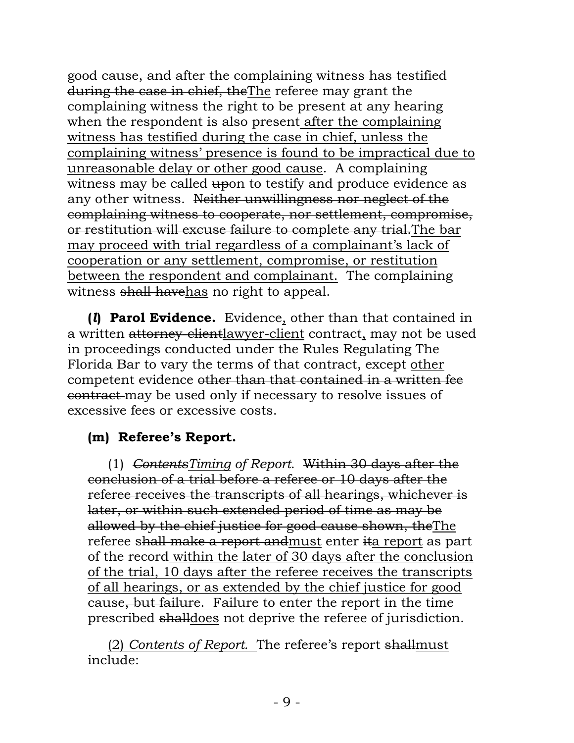~~good cause, and after the complaining witness has testified during the case in chief, the~~<u>The</u> referee may grant the complaining witness the right to be present at any hearing when the respondent is also present<u> after the complaining witness has testified during the case in chief, unless the complaining witness' presence is found to be impractical due to unreasonable delay or other good cause</u>. A complaining witness may be called ~~up~~on to testify and produce evidence as any other witness. ~~Neither unwillingness nor neglect of the complaining witness to cooperate, nor settlement, compromise, or restitution will excuse failure to complete any trial.~~<u>The bar may proceed with trial regardless of a complainant's lack of cooperation or any settlement, compromise, or restitution between the respondent and complainant.</u> The complaining witness ~~shall have~~<u>has</u> no right to appeal.

**(*l*) Parol Evidence.** Evidence<u>,</u> other than that contained in a written ~~attorney-client~~<u>lawyer-client</u> contract<u>,</u> may not be used in proceedings conducted under the Rules Regulating The Florida Bar to vary the terms of that contract, except <u>other</u> competent evidence ~~other than that contained in a written fee contract~~ may be used only if necessary to resolve issues of excessive fees or excessive costs.

**(m) Referee's Report.**

(1) *~~Contents~~<u>Timing</u> of Report.* ~~Within 30 days after the conclusion of a trial before a referee or 10 days after the referee receives the transcripts of all hearings, whichever is later, or within such extended period of time as may be allowed by the chief justice for good cause shown, the~~<u>The</u> referee s~~hall make a report and~~<u>must</u> enter ~~it~~<u>a report</u> as part of the record<u> within the later of 30 days after the conclusion of the trial, 10 days after the referee receives the transcripts of all hearings, or as extended by the chief justice for good cause</u>~~, but failure~~<u>. Failure</u> to enter the report in the time prescribed ~~shall~~<u>does</u> not deprive the referee of jurisdiction.

<u>(2) *Contents of Report.* </u>The referee's report ~~shall~~<u>must</u> include: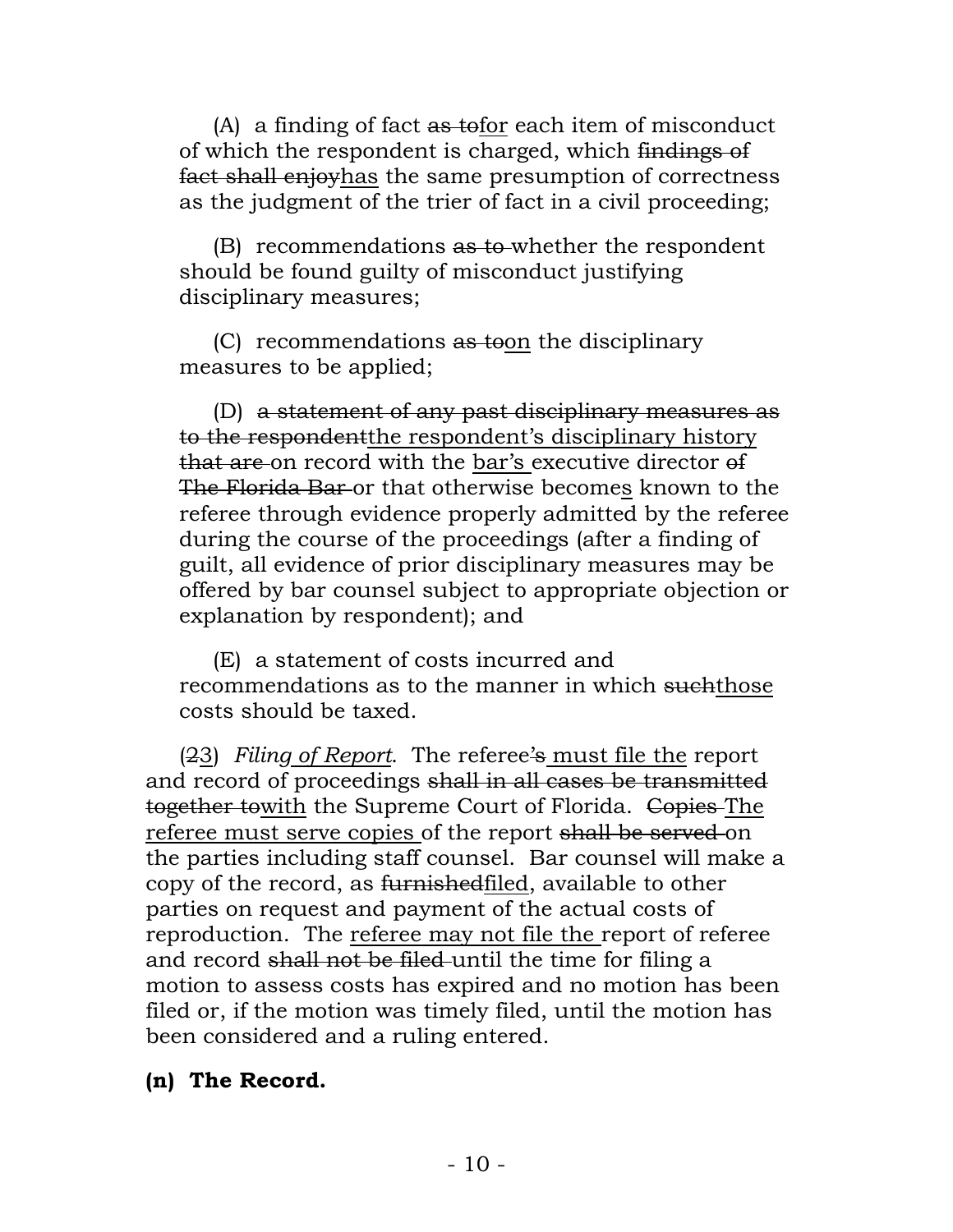(A) a finding of fact ~~as to~~<u>for</u> each item of misconduct of which the respondent is charged, which ~~findings of fact shall enjoy~~<u>has</u> the same presumption of correctness as the judgment of the trier of fact in a civil proceeding;

(B) recommendations ~~as to~~ whether the respondent should be found guilty of misconduct justifying disciplinary measures;

(C) recommendations ~~as to~~<u>on</u> the disciplinary measures to be applied;

(D) ~~a statement of any past disciplinary measures as to the respondent~~<u>the respondent's disciplinary history</u> ~~that are~~ on record with the <u>bar's</u> executive director ~~of The Florida Bar~~ or that otherwise become<u>s</u> known to the referee through evidence properly admitted by the referee during the course of the proceedings (after a finding of guilt, all evidence of prior disciplinary measures may be offered by bar counsel subject to appropriate objection or explanation by respondent); and

(E) a statement of costs incurred and recommendations as to the manner in which ~~such~~<u>those</u> costs should be taxed.

(~~2~~<u>3</u>) *Filing of Report*. The referee~~'s~~ <u>must file the</u> report and record of proceedings ~~shall in all cases be transmitted together to~~<u>with</u> the Supreme Court of Florida. ~~Copies~~ <u>The referee must serve copies</u> of the report ~~shall be served~~ on the parties including staff counsel. Bar counsel will make a copy of the record, as ~~furnished~~<u>filed</u>, available to other parties on request and payment of the actual costs of reproduction. The <u>referee may not file the</u> report of referee and record ~~shall not be filed~~ until the time for filing a motion to assess costs has expired and no motion has been filed or, if the motion was timely filed, until the motion has been considered and a ruling entered.

**(n) The Record.**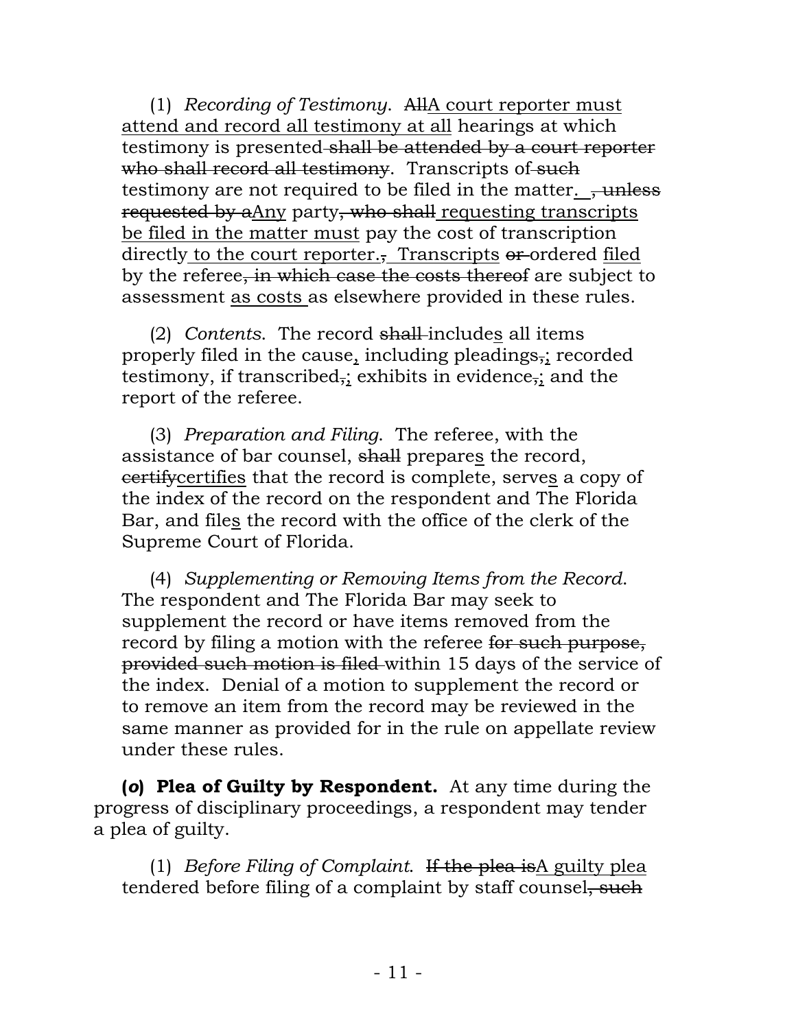(1) *Recording of Testimony*. ~~All~~<u>A court reporter must attend and record all testimony at all</u> hearings at which testimony is presented ~~shall be attended by a court reporter who shall record all testimony~~. Transcripts of ~~such~~ testimony are not required to be filed in the matter<u>.</u> ~~, unless requested by a~~<u>Any</u> party~~, who shall~~ <u>requesting transcripts be filed in the matter must</u> pay the cost of transcription directly <u>to the court reporter.</u>~~,~~ <u>Transcripts</u> ~~or~~ ordered <u>filed</u> by the referee~~, in which case the costs thereof~~ are subject to assessment <u>as costs</u> as elsewhere provided in these rules.

(2) *Contents*. The record ~~shall~~ include<u>s</u> all items properly filed in the cause<u>,</u> including pleadings~~,~~<u>;</u> recorded testimony, if transcribed~~,~~<u>;</u> exhibits in evidence~~,~~<u>;</u> and the report of the referee.

(3) *Preparation and Filing*. The referee, with the assistance of bar counsel, ~~shall~~ prepare<u>s</u> the record, ~~certify~~<u>certifies</u> that the record is complete, serve<u>s</u> a copy of the index of the record on the respondent and The Florida Bar, and file<u>s</u> the record with the office of the clerk of the Supreme Court of Florida.

(4) *Supplementing or Removing Items from the Record*. The respondent and The Florida Bar may seek to supplement the record or have items removed from the record by filing a motion with the referee ~~for such purpose, provided such motion is filed~~ within 15 days of the service of the index. Denial of a motion to supplement the record or to remove an item from the record may be reviewed in the same manner as provided for in the rule on appellate review under these rules.

**(*o*) Plea of Guilty by Respondent.** At any time during the progress of disciplinary proceedings, a respondent may tender a plea of guilty.

(1) *Before Filing of Complaint*. ~~If the plea is~~<u>A guilty plea</u> tendered before filing of a complaint by staff counsel~~, such~~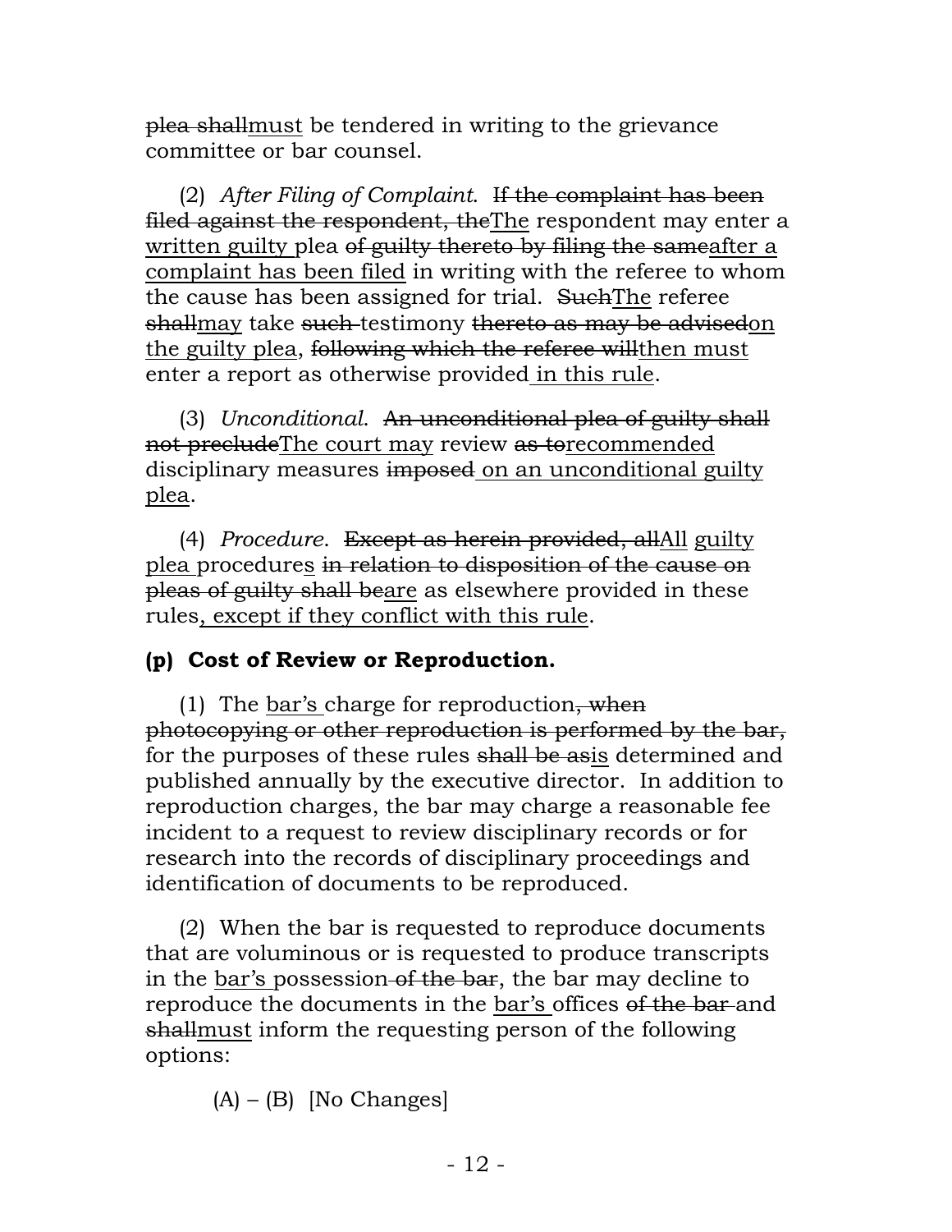~~plea shall~~<u>must</u> be tendered in writing to the grievance committee or bar counsel.

(2) *After Filing of Complaint*. ~~If the complaint has been filed against the respondent, the~~<u>The</u> respondent may enter a <u>written guilty</u> plea ~~of guilty thereto by filing the same~~<u>after a complaint has been filed</u> in writing with the referee to whom the cause has been assigned for trial. ~~Such~~<u>The</u> referee ~~shall~~<u>may</u> take ~~such~~ testimony ~~thereto as may be advised~~<u>on the guilty plea</u>, ~~following which the referee will~~<u>then must</u> enter a report as otherwise provided<u> in this rule</u>.

(3) *Unconditional*. ~~An unconditional plea of guilty shall not preclude~~<u>The court may</u> review ~~as to~~<u>recommended</u> disciplinary measures ~~imposed~~<u> on an unconditional guilty plea</u>.

(4) *Procedure*. ~~Except as herein provided, all~~<u>All</u> <u>guilty plea</u> procedure<u>s</u> ~~in relation to disposition of the cause on pleas of guilty shall be~~<u>are</u> as elsewhere provided in these rules<u>, except if they conflict with this rule</u>.

**(p) Cost of Review or Reproduction.**

(1) The <u>bar's</u> charge for reproduction~~, when photocopying or other reproduction is performed by the bar,~~ for the purposes of these rules ~~shall be as~~<u>is</u> determined and published annually by the executive director. In addition to reproduction charges, the bar may charge a reasonable fee incident to a request to review disciplinary records or for research into the records of disciplinary proceedings and identification of documents to be reproduced.

(2) When the bar is requested to reproduce documents that are voluminous or is requested to produce transcripts in the <u>bar's</u> possession ~~of the bar~~, the bar may decline to reproduce the documents in the <u>bar's</u> offices ~~of the bar~~ and ~~shall~~<u>must</u> inform the requesting person of the following options:

(A) – (B) [No Changes]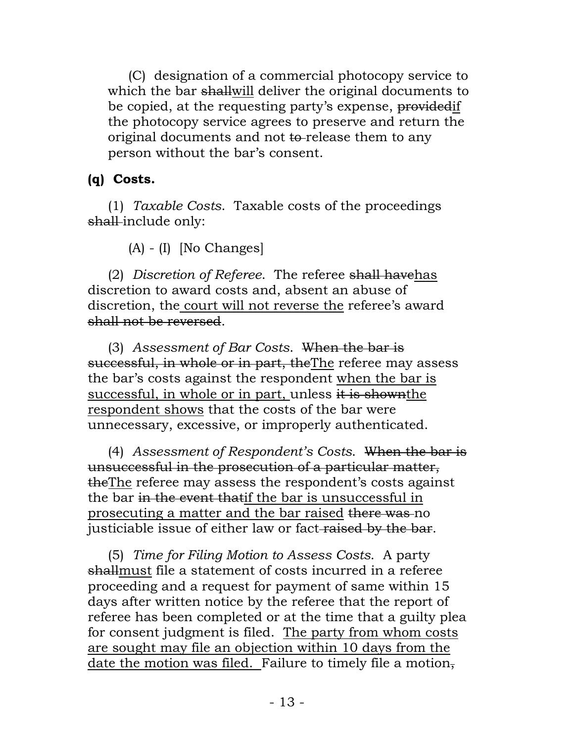(C) designation of a commercial photocopy service to which the bar ~~shall~~<u>will</u> deliver the original documents to be copied, at the requesting party's expense, ~~provided~~<u>if</u> the photocopy service agrees to preserve and return the original documents and not ~~to~~ release them to any person without the bar's consent.

### (q) Costs.

(1) *Taxable Costs*. Taxable costs of the proceedings ~~shall~~ include only:

(A) - (I) [No Changes]

(2) *Discretion of Referee*. The referee ~~shall have~~<u>has</u> discretion to award costs and, absent an abuse of discretion, the<u> court will not reverse the</u> referee's award ~~shall not be reversed~~.

(3) *Assessment of Bar Costs*. ~~When the bar is successful, in whole or in part, the~~<u>The</u> referee may assess the bar's costs against the respondent <u>when the bar is successful, in whole or in part,</u> unless ~~it is shown~~<u>the respondent shows</u> that the costs of the bar were unnecessary, excessive, or improperly authenticated.

(4) *Assessment of Respondent's Costs*. ~~When the bar is unsuccessful in the prosecution of a particular matter, the~~<u>The</u> referee may assess the respondent's costs against the bar ~~in the event that~~<u>if the bar is unsuccessful in prosecuting a matter and the bar raised</u> ~~there was~~ no justiciable issue of either law or fact ~~raised by the bar~~.

(5) *Time for Filing Motion to Assess Costs*. A party ~~shall~~<u>must</u> file a statement of costs incurred in a referee proceeding and a request for payment of same within 15 days after written notice by the referee that the report of referee has been completed or at the time that a guilty plea for consent judgment is filed. <u>The party from whom costs are sought may file an objection within 10 days from the date the motion was filed.</u> Failure to timely file a motion~~,~~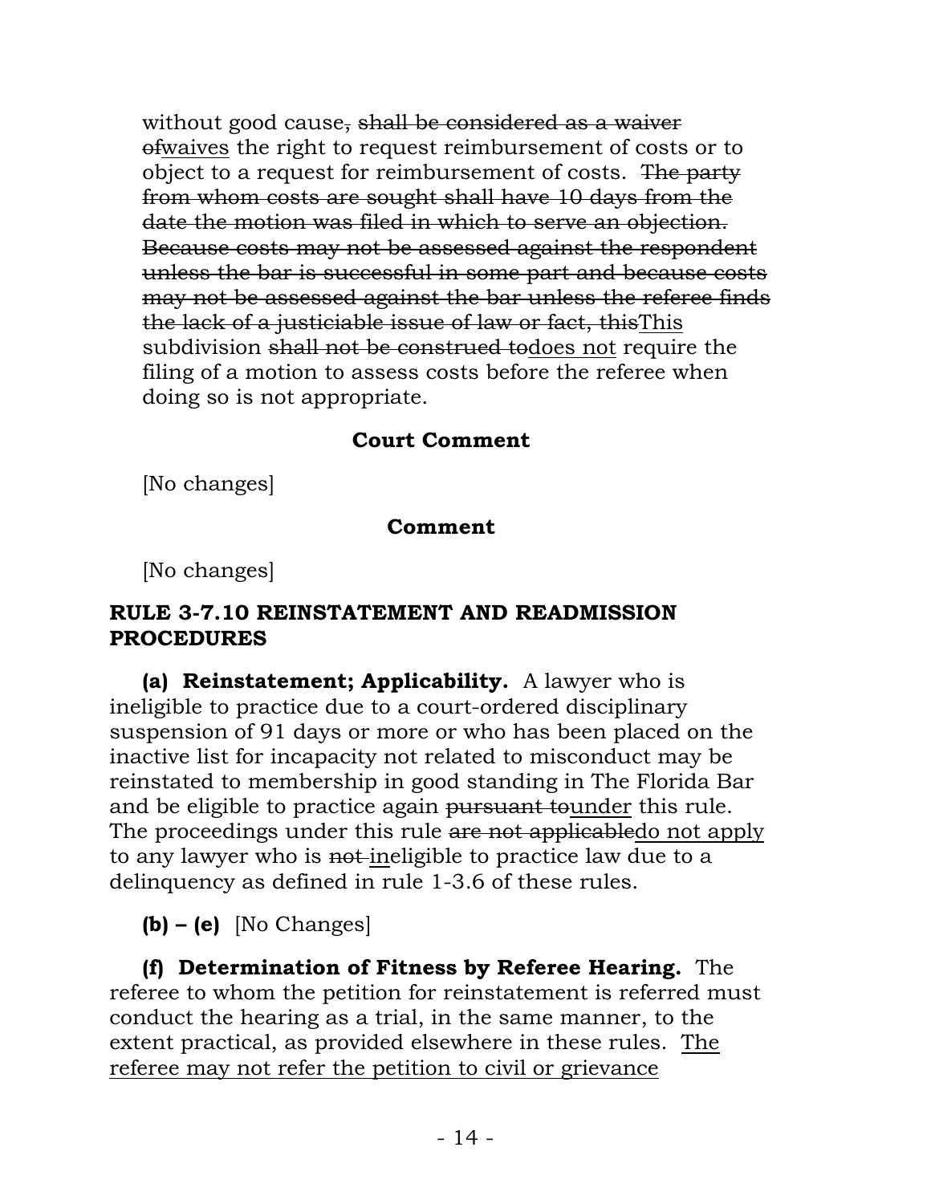without good cause, ~~shall be considered as a waiver of~~<u>waives</u> the right to request reimbursement of costs or to object to a request for reimbursement of costs. ~~The party from whom costs are sought shall have 10 days from the date the motion was filed in which to serve an objection. Because costs may not be assessed against the respondent unless the bar is successful in some part and because costs may not be assessed against the bar unless the referee finds the lack of a justiciable issue of law or fact, this~~<u>This</u> subdivision ~~shall not be construed to~~<u>does not</u> require the filing of a motion to assess costs before the referee when doing so is not appropriate.

**Court Comment**

[No changes]

**Comment**

[No changes]

### RULE 3-7.10 REINSTATEMENT AND READMISSION PROCEDURES

**(a) Reinstatement; Applicability.** A lawyer who is ineligible to practice due to a court-ordered disciplinary suspension of 91 days or more or who has been placed on the inactive list for incapacity not related to misconduct may be reinstated to membership in good standing in The Florida Bar and be eligible to practice again ~~pursuant to~~<u>under</u> this rule. The proceedings under this rule ~~are not applicable~~<u>do not apply</u> to any lawyer who is ~~not~~ <u>in</u>eligible to practice law due to a delinquency as defined in rule 1-3.6 of these rules.

**(b) – (e)** [No Changes]

**(f) Determination of Fitness by Referee Hearing.** The referee to whom the petition for reinstatement is referred must conduct the hearing as a trial, in the same manner, to the extent practical, as provided elsewhere in these rules. <u>The referee may not refer the petition to civil or grievance</u>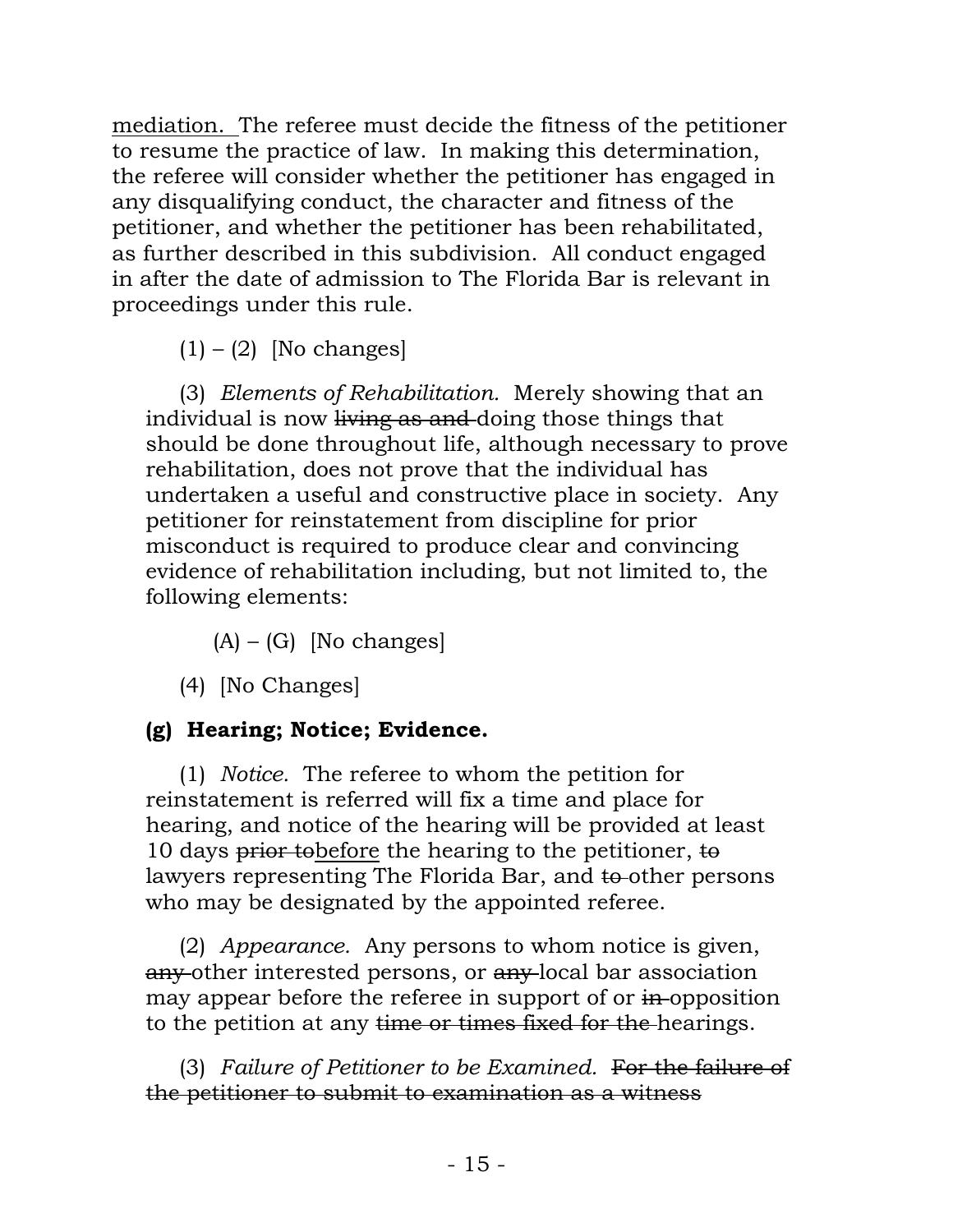<u>mediation.</u> The referee must decide the fitness of the petitioner to resume the practice of law. In making this determination, the referee will consider whether the petitioner has engaged in any disqualifying conduct, the character and fitness of the petitioner, and whether the petitioner has been rehabilitated, as further described in this subdivision. All conduct engaged in after the date of admission to The Florida Bar is relevant in proceedings under this rule.

(1) – (2) [No changes]

(3) *Elements of Rehabilitation.* Merely showing that an individual is now ~~living as and~~ doing those things that should be done throughout life, although necessary to prove rehabilitation, does not prove that the individual has undertaken a useful and constructive place in society. Any petitioner for reinstatement from discipline for prior misconduct is required to produce clear and convincing evidence of rehabilitation including, but not limited to, the following elements:

(A) – (G) [No changes]

(4) [No Changes]

**(g) Hearing; Notice; Evidence.**

(1) *Notice.* The referee to whom the petition for reinstatement is referred will fix a time and place for hearing, and notice of the hearing will be provided at least 10 days ~~prior to~~<u>before</u> the hearing to the petitioner, ~~to~~ lawyers representing The Florida Bar, and ~~to~~ other persons who may be designated by the appointed referee.

(2) *Appearance.* Any persons to whom notice is given, ~~any~~ other interested persons, or ~~any~~ local bar association may appear before the referee in support of or ~~in~~ opposition to the petition at any ~~time or times fixed for the~~ hearings.

(3) *Failure of Petitioner to be Examined.* ~~For the failure of the petitioner to submit to examination as a witness~~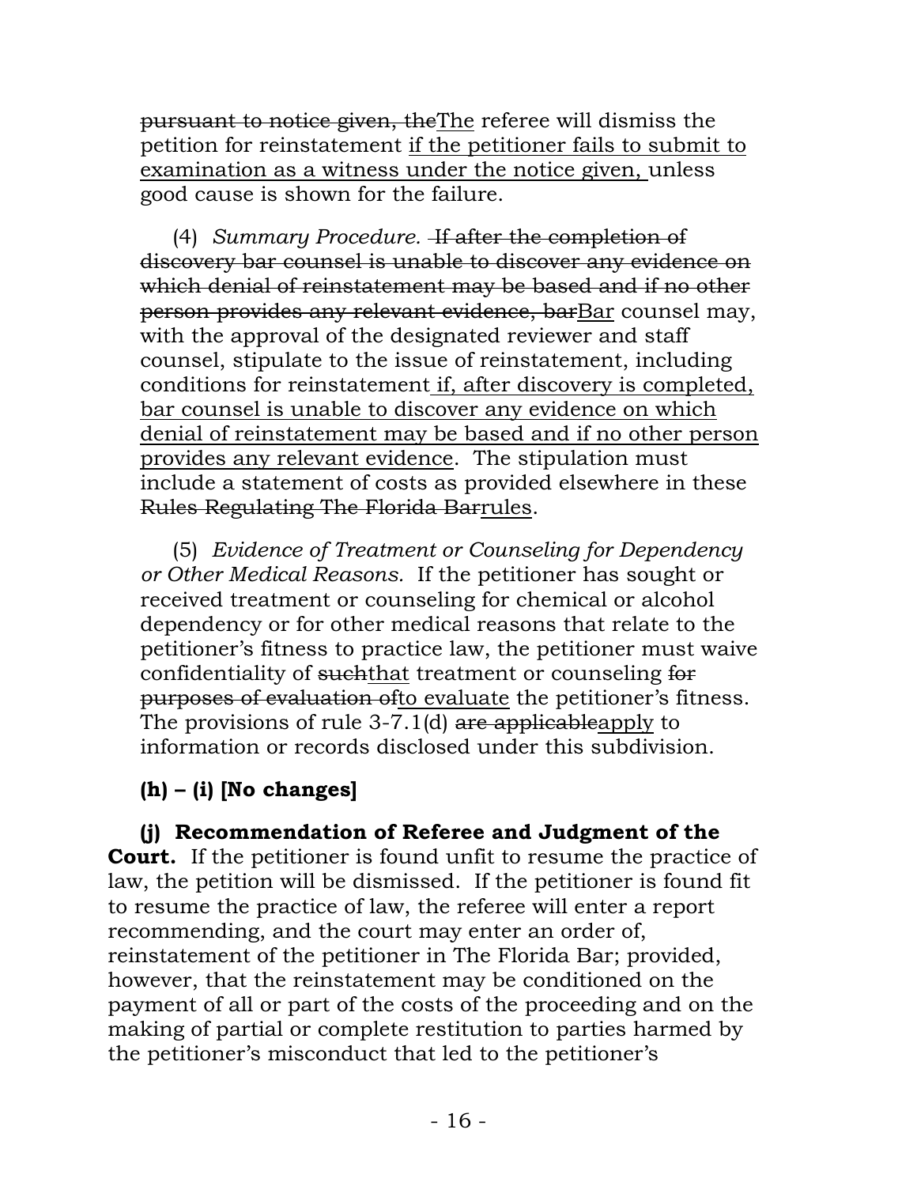~~pursuant to notice given, the~~<u>The</u> referee will dismiss the petition for reinstatement <u>if the petitioner fails to submit to examination as a witness under the notice given,</u> unless good cause is shown for the failure.

(4) *Summary Procedure.* ~~If after the completion of discovery bar counsel is unable to discover any evidence on which denial of reinstatement may be based and if no other person provides any relevant evidence, bar~~<u>Bar</u> counsel may, with the approval of the designated reviewer and staff counsel, stipulate to the issue of reinstatement, including conditions for reinstatement <u>if, after discovery is completed, bar counsel is unable to discover any evidence on which denial of reinstatement may be based and if no other person provides any relevant evidence</u>. The stipulation must include a statement of costs as provided elsewhere in these ~~Rules Regulating The Florida Bar~~<u>rules</u>.

(5) *Evidence of Treatment or Counseling for Dependency or Other Medical Reasons.* If the petitioner has sought or received treatment or counseling for chemical or alcohol dependency or for other medical reasons that relate to the petitioner's fitness to practice law, the petitioner must waive confidentiality of ~~such~~<u>that</u> treatment or counseling ~~for purposes of evaluation of~~<u>to evaluate</u> the petitioner's fitness. The provisions of rule 3-7.1(d) ~~are applicable~~<u>apply</u> to information or records disclosed under this subdivision.

**(h) – (i) [No changes]**

**(j) Recommendation of Referee and Judgment of the Court.** If the petitioner is found unfit to resume the practice of law, the petition will be dismissed. If the petitioner is found fit to resume the practice of law, the referee will enter a report recommending, and the court may enter an order of, reinstatement of the petitioner in The Florida Bar; provided, however, that the reinstatement may be conditioned on the payment of all or part of the costs of the proceeding and on the making of partial or complete restitution to parties harmed by the petitioner's misconduct that led to the petitioner's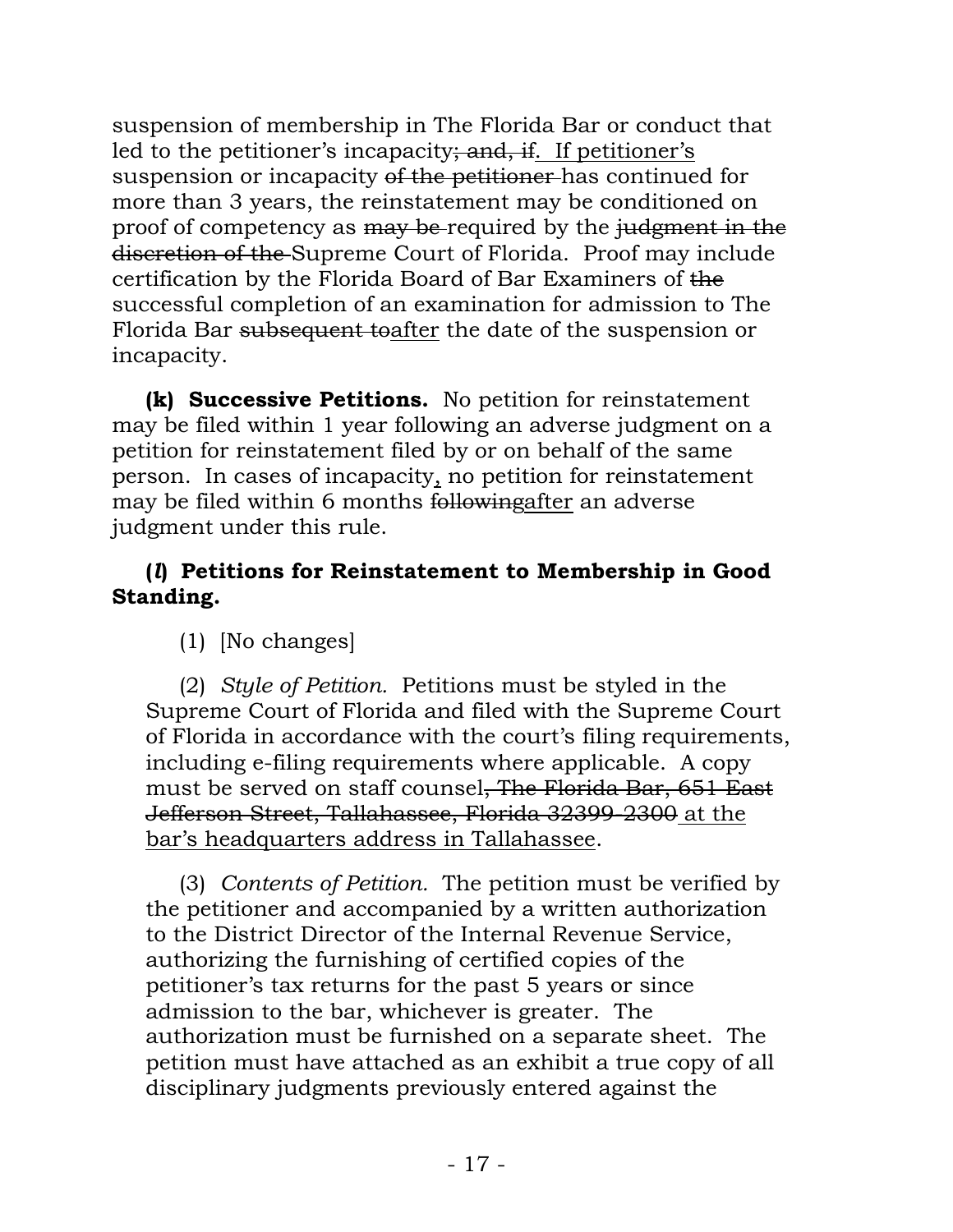suspension of membership in The Florida Bar or conduct that led to the petitioner's incapacity~~; and, if~~. <u>If petitioner's</u> suspension or incapacity ~~of the petitioner~~ has continued for more than 3 years, the reinstatement may be conditioned on proof of competency as ~~may be~~ required by the ~~judgment in the discretion of the~~ Supreme Court of Florida. Proof may include certification by the Florida Board of Bar Examiners of ~~the~~ successful completion of an examination for admission to The Florida Bar ~~subsequent to~~<u>after</u> the date of the suspension or incapacity.

**(k) Successive Petitions.** No petition for reinstatement may be filed within 1 year following an adverse judgment on a petition for reinstatement filed by or on behalf of the same person. In cases of incapacity<u>,</u> no petition for reinstatement may be filed within 6 months ~~following~~<u>after</u> an adverse judgment under this rule.

**(*l*) Petitions for Reinstatement to Membership in Good Standing.**

(1) [No changes]

(2) *Style of Petition.* Petitions must be styled in the Supreme Court of Florida and filed with the Supreme Court of Florida in accordance with the court's filing requirements, including e-filing requirements where applicable. A copy must be served on staff counsel~~, The Florida Bar, 651 East Jefferson Street, Tallahassee, Florida 32399-2300~~ <u>at the bar's headquarters address in Tallahassee</u>.

(3) *Contents of Petition.* The petition must be verified by the petitioner and accompanied by a written authorization to the District Director of the Internal Revenue Service, authorizing the furnishing of certified copies of the petitioner's tax returns for the past 5 years or since admission to the bar, whichever is greater. The authorization must be furnished on a separate sheet. The petition must have attached as an exhibit a true copy of all disciplinary judgments previously entered against the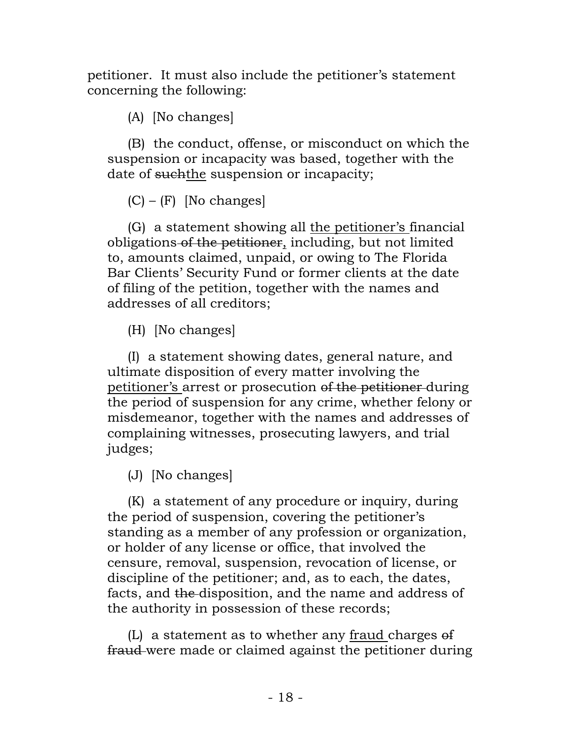petitioner. It must also include the petitioner's statement concerning the following:

(A) [No changes]

(B) the conduct, offense, or misconduct on which the suspension or incapacity was based, together with the date of ~~such~~<u>the</u> suspension or incapacity;

(C) – (F) [No changes]

(G) a statement showing all <u>the petitioner's</u> financial obligations ~~of the petitioner~~<u>,</u> including, but not limited to, amounts claimed, unpaid, or owing to The Florida Bar Clients' Security Fund or former clients at the date of filing of the petition, together with the names and addresses of all creditors;

(H) [No changes]

(I) a statement showing dates, general nature, and ultimate disposition of every matter involving the <u>petitioner's</u> arrest or prosecution ~~of the petitioner~~ during the period of suspension for any crime, whether felony or misdemeanor, together with the names and addresses of complaining witnesses, prosecuting lawyers, and trial judges;

(J) [No changes]

(K) a statement of any procedure or inquiry, during the period of suspension, covering the petitioner's standing as a member of any profession or organization, or holder of any license or office, that involved the censure, removal, suspension, revocation of license, or discipline of the petitioner; and, as to each, the dates, facts, and ~~the~~ disposition, and the name and address of the authority in possession of these records;

(L) a statement as to whether any <u>fraud</u> charges ~~of fraud~~ were made or claimed against the petitioner during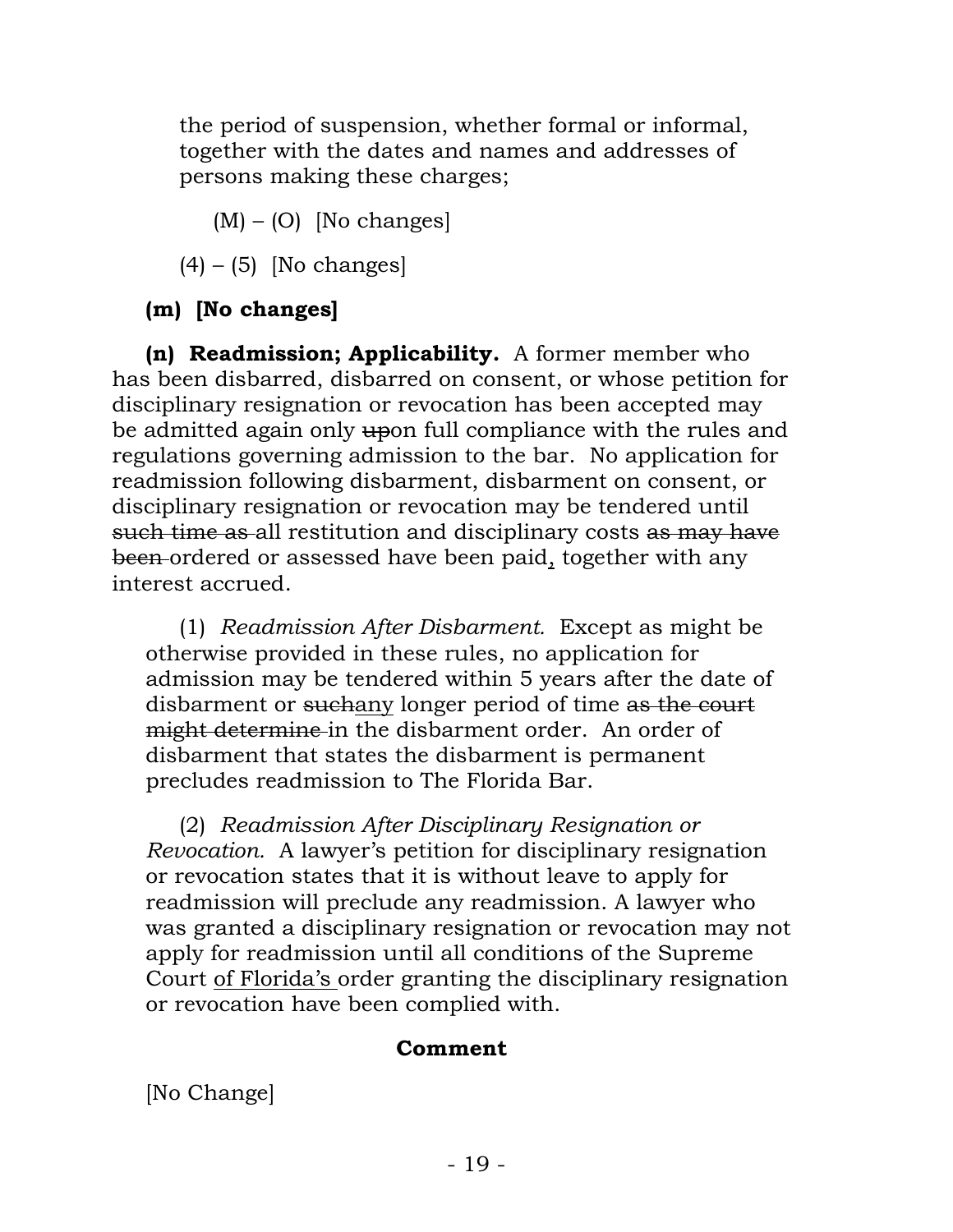the period of suspension, whether formal or informal, together with the dates and names and addresses of persons making these charges;

(M) – (O) [No changes]

(4) – (5) [No changes]

**(m) [No changes]**

**(n) Readmission; Applicability.** A former member who has been disbarred, disbarred on consent, or whose petition for disciplinary resignation or revocation has been accepted may be admitted again only ~~up~~on full compliance with the rules and regulations governing admission to the bar. No application for readmission following disbarment, disbarment on consent, or disciplinary resignation or revocation may be tendered until ~~such time as~~ all restitution and disciplinary costs ~~as may have been~~ ordered or assessed have been paid<u>,</u> together with any interest accrued.

(1) *Readmission After Disbarment.* Except as might be otherwise provided in these rules, no application for admission may be tendered within 5 years after the date of disbarment or ~~such~~<u>any</u> longer period of time ~~as the court might determine~~ in the disbarment order. An order of disbarment that states the disbarment is permanent precludes readmission to The Florida Bar.

(2) *Readmission After Disciplinary Resignation or Revocation.* A lawyer's petition for disciplinary resignation or revocation states that it is without leave to apply for readmission will preclude any readmission. A lawyer who was granted a disciplinary resignation or revocation may not apply for readmission until all conditions of the Supreme Court <u>of Florida's</u> order granting the disciplinary resignation or revocation have been complied with.

**Comment**

[No Change]